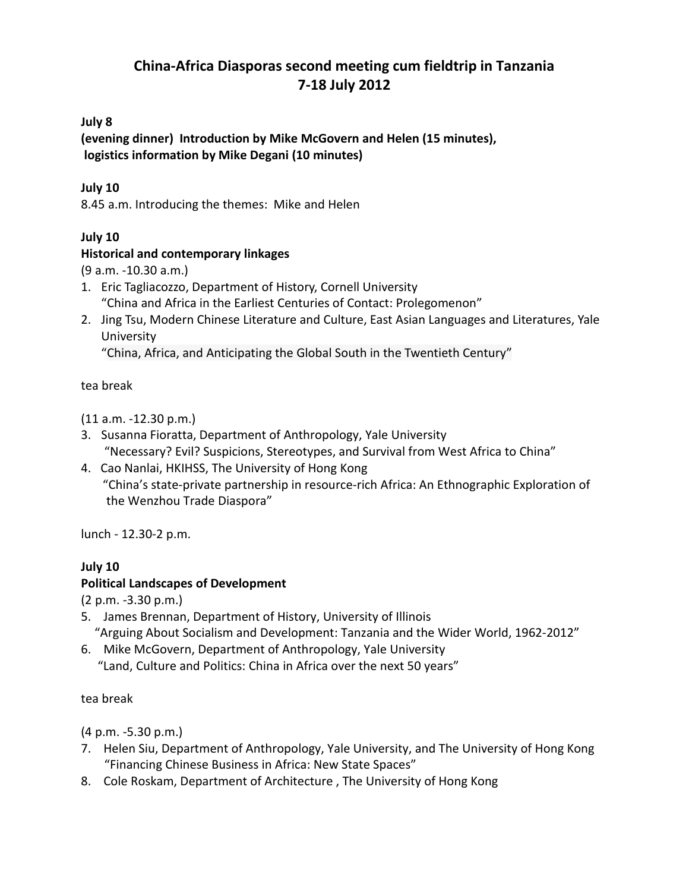# China-Africa Diasporas second meeting cum fieldtrip in Tanzania
# 7-18 July 2012

**July 8**

**(evening dinner) Introduction by Mike McGovern and Helen (15 minutes), logistics information by Mike Degani (10 minutes)**

**July 10**

8.45 a.m. Introducing the themes: Mike and Helen

**July 10**

**Historical and contemporary linkages**

(9 a.m. -10.30 a.m.)

1. Eric Tagliacozzo, Department of History, Cornell University
   "China and Africa in the Earliest Centuries of Contact: Prolegomenon"
2. Jing Tsu, Modern Chinese Literature and Culture, East Asian Languages and Literatures, Yale University
   "China, Africa, and Anticipating the Global South in the Twentieth Century"

tea break

(11 a.m. -12.30 p.m.)

3. Susanna Fioratta, Department of Anthropology, Yale University
   "Necessary? Evil? Suspicions, Stereotypes, and Survival from West Africa to China"
4. Cao Nanlai, HKIHSS, The University of Hong Kong
   "China's state-private partnership in resource-rich Africa: An Ethnographic Exploration of the Wenzhou Trade Diaspora"

lunch - 12.30-2 p.m.

**July 10**

**Political Landscapes of Development**

(2 p.m. -3.30 p.m.)

5. James Brennan, Department of History, University of Illinois
   "Arguing About Socialism and Development: Tanzania and the Wider World, 1962-2012"
6. Mike McGovern, Department of Anthropology, Yale University
   "Land, Culture and Politics: China in Africa over the next 50 years"

tea break

(4 p.m. -5.30 p.m.)

7. Helen Siu, Department of Anthropology, Yale University, and The University of Hong Kong
   "Financing Chinese Business in Africa: New State Spaces"
8. Cole Roskam, Department of Architecture , The University of Hong Kong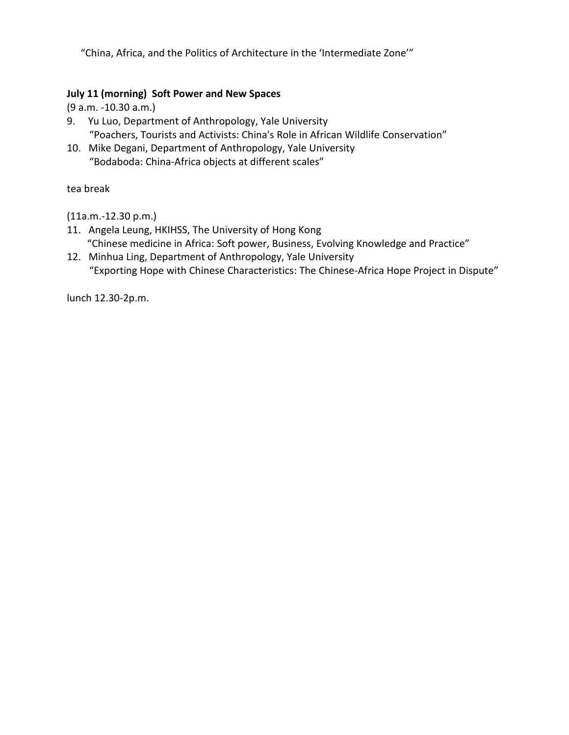"China, Africa, and the Politics of Architecture in the 'Intermediate Zone'"

**July 11 (morning) Soft Power and New Spaces**

(9 a.m. -10.30 a.m.)

9. Yu Luo, Department of Anthropology, Yale University
   "Poachers, Tourists and Activists: China's Role in African Wildlife Conservation"
10. Mike Degani, Department of Anthropology, Yale University
   "Bodaboda: China-Africa objects at different scales"

tea break

(11a.m.-12.30 p.m.)

11. Angela Leung, HKIHSS, The University of Hong Kong
   "Chinese medicine in Africa: Soft power, Business, Evolving Knowledge and Practice"
12. Minhua Ling, Department of Anthropology, Yale University
   "Exporting Hope with Chinese Characteristics: The Chinese-Africa Hope Project in Dispute"

lunch 12.30-2p.m.